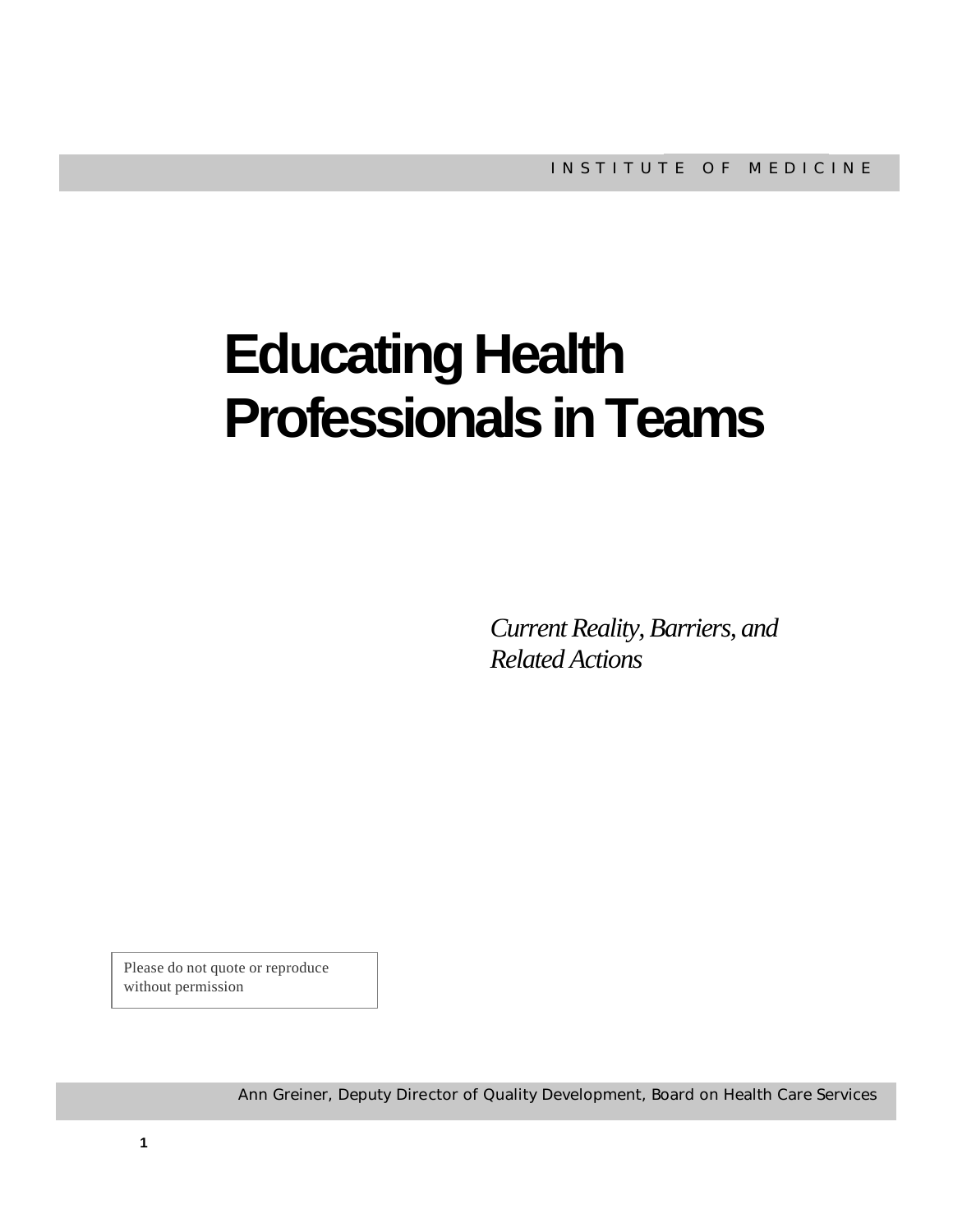INSTITUTE OF MEDICINE

# Educating Health Professionals in Teams

*Current Reality, Barriers, and Related Actions*

Please do not quote or reproduce without permission

Ann Greiner, Deputy Director of Quality Development, Board on Health Care Services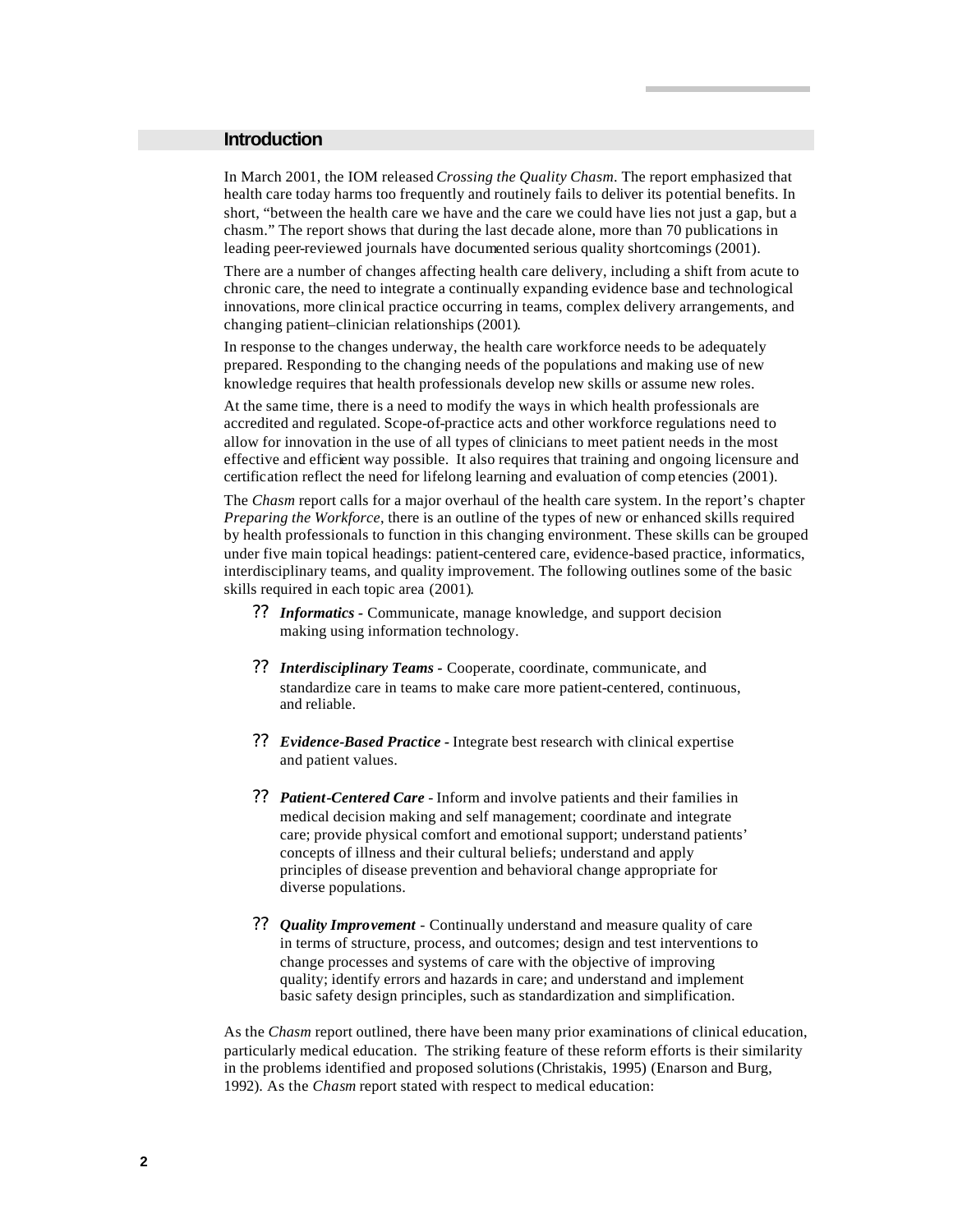## Introduction

In March 2001, the IOM released *Crossing the Quality Chasm*. The report emphasized that health care today harms too frequently and routinely fails to deliver its potential benefits. In short, "between the health care we have and the care we could have lies not just a gap, but a chasm." The report shows that during the last decade alone, more than 70 publications in leading peer-reviewed journals have documented serious quality shortcomings (2001).

There are a number of changes affecting health care delivery, including a shift from acute to chronic care, the need to integrate a continually expanding evidence base and technological innovations, more clinical practice occurring in teams, complex delivery arrangements, and changing patient–clinician relationships (2001).

In response to the changes underway, the health care workforce needs to be adequately prepared. Responding to the changing needs of the populations and making use of new knowledge requires that health professionals develop new skills or assume new roles.

At the same time, there is a need to modify the ways in which health professionals are accredited and regulated. Scope-of-practice acts and other workforce regulations need to allow for innovation in the use of all types of clinicians to meet patient needs in the most effective and efficient way possible. It also requires that training and ongoing licensure and certification reflect the need for lifelong learning and evaluation of competencies (2001).

The *Chasm* report calls for a major overhaul of the health care system. In the report's chapter *Preparing the Workforce*, there is an outline of the types of new or enhanced skills required by health professionals to function in this changing environment. These skills can be grouped under five main topical headings: patient-centered care, evidence-based practice, informatics, interdisciplinary teams, and quality improvement. The following outlines some of the basic skills required in each topic area (2001).

- ***Informatics*** - Communicate, manage knowledge, and support decision making using information technology.
- ***Interdisciplinary Teams*** - Cooperate, coordinate, communicate, and standardize care in teams to make care more patient-centered, continuous, and reliable.
- ***Evidence-Based Practice*** - Integrate best research with clinical expertise and patient values.
- ***Patient-Centered Care*** - Inform and involve patients and their families in medical decision making and self management; coordinate and integrate care; provide physical comfort and emotional support; understand patients' concepts of illness and their cultural beliefs; understand and apply principles of disease prevention and behavioral change appropriate for diverse populations.
- ***Quality Improvement*** - Continually understand and measure quality of care in terms of structure, process, and outcomes; design and test interventions to change processes and systems of care with the objective of improving quality; identify errors and hazards in care; and understand and implement basic safety design principles, such as standardization and simplification.

As the *Chasm* report outlined, there have been many prior examinations of clinical education, particularly medical education. The striking feature of these reform efforts is their similarity in the problems identified and proposed solutions (Christakis, 1995) (Enarson and Burg, 1992). As the *Chasm* report stated with respect to medical education: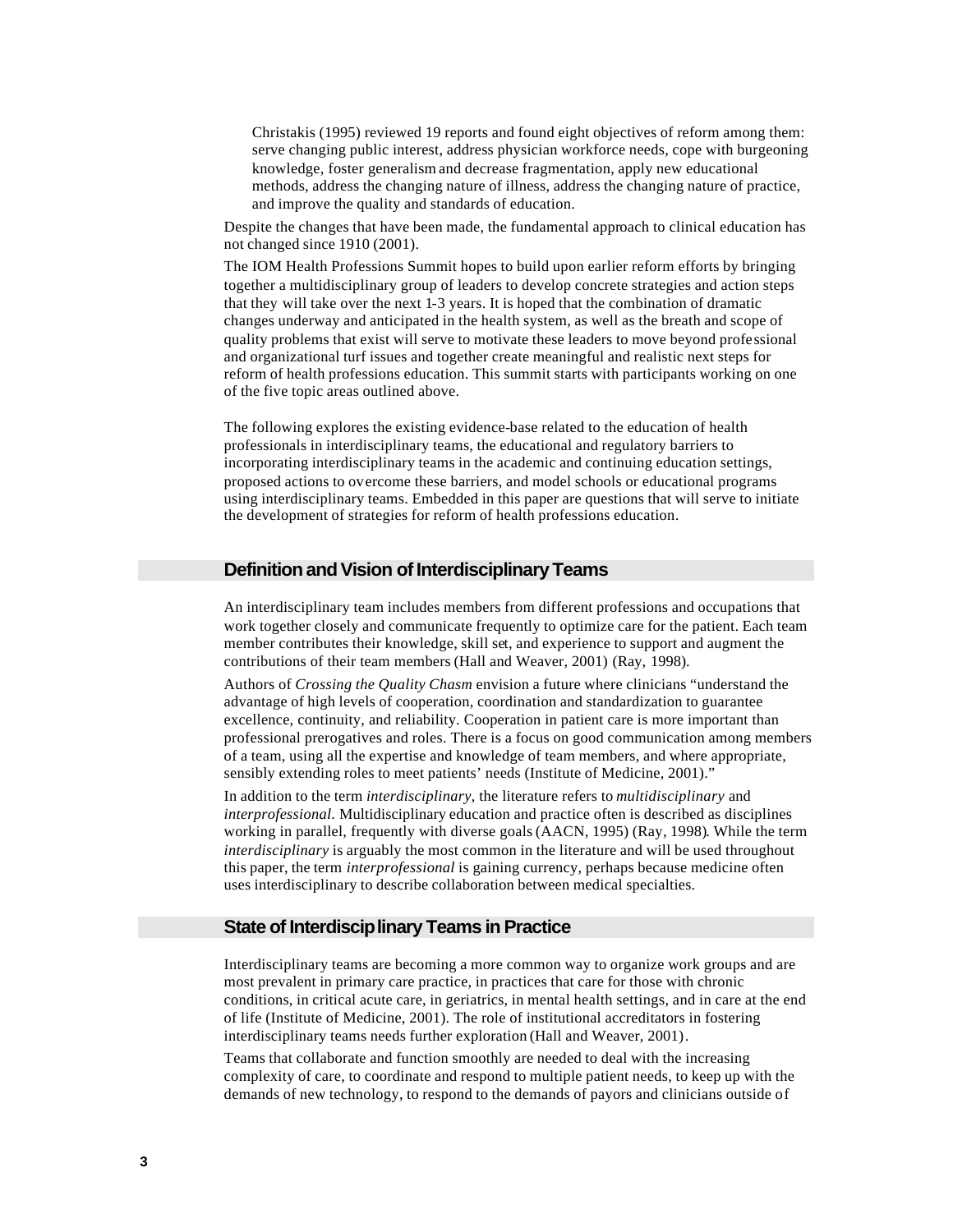Christakis (1995) reviewed 19 reports and found eight objectives of reform among them: serve changing public interest, address physician workforce needs, cope with burgeoning knowledge, foster generalism and decrease fragmentation, apply new educational methods, address the changing nature of illness, address the changing nature of practice, and improve the quality and standards of education.

Despite the changes that have been made, the fundamental approach to clinical education has not changed since 1910 (2001).

The IOM Health Professions Summit hopes to build upon earlier reform efforts by bringing together a multidisciplinary group of leaders to develop concrete strategies and action steps that they will take over the next 1-3 years. It is hoped that the combination of dramatic changes underway and anticipated in the health system, as well as the breath and scope of quality problems that exist will serve to motivate these leaders to move beyond professional and organizational turf issues and together create meaningful and realistic next steps for reform of health professions education. This summit starts with participants working on one of the five topic areas outlined above.

The following explores the existing evidence-base related to the education of health professionals in interdisciplinary teams, the educational and regulatory barriers to incorporating interdisciplinary teams in the academic and continuing education settings, proposed actions to overcome these barriers, and model schools or educational programs using interdisciplinary teams. Embedded in this paper are questions that will serve to initiate the development of strategies for reform of health professions education.

## Definition and Vision of Interdisciplinary Teams

An interdisciplinary team includes members from different professions and occupations that work together closely and communicate frequently to optimize care for the patient. Each team member contributes their knowledge, skill set, and experience to support and augment the contributions of their team members (Hall and Weaver, 2001) (Ray, 1998).

Authors of *Crossing the Quality Chasm* envision a future where clinicians "understand the advantage of high levels of cooperation, coordination and standardization to guarantee excellence, continuity, and reliability. Cooperation in patient care is more important than professional prerogatives and roles. There is a focus on good communication among members of a team, using all the expertise and knowledge of team members, and where appropriate, sensibly extending roles to meet patients' needs (Institute of Medicine, 2001)."

In addition to the term *interdisciplinary*, the literature refers to *multidisciplinary* and *interprofessional*. Multidisciplinary education and practice often is described as disciplines working in parallel, frequently with diverse goals (AACN, 1995) (Ray, 1998). While the term *interdisciplinary* is arguably the most common in the literature and will be used throughout this paper, the term *interprofessional* is gaining currency, perhaps because medicine often uses interdisciplinary to describe collaboration between medical specialties.

## State of Interdisciplinary Teams in Practice

Interdisciplinary teams are becoming a more common way to organize work groups and are most prevalent in primary care practice, in practices that care for those with chronic conditions, in critical acute care, in geriatrics, in mental health settings, and in care at the end of life (Institute of Medicine, 2001). The role of institutional accreditators in fostering interdisciplinary teams needs further exploration (Hall and Weaver, 2001).

Teams that collaborate and function smoothly are needed to deal with the increasing complexity of care, to coordinate and respond to multiple patient needs, to keep up with the demands of new technology, to respond to the demands of payors and clinicians outside of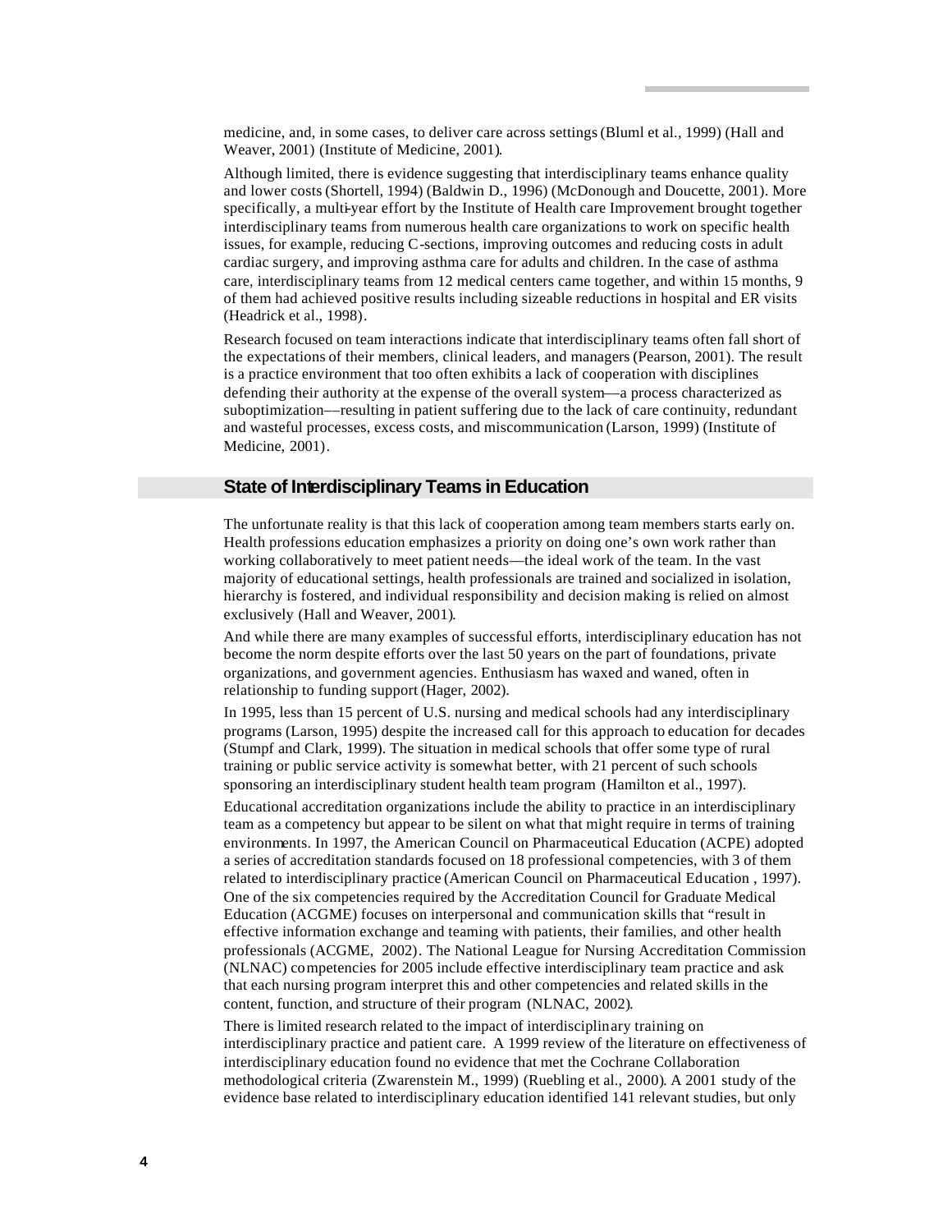medicine, and, in some cases, to deliver care across settings (Bluml et al., 1999) (Hall and Weaver, 2001) (Institute of Medicine, 2001).

Although limited, there is evidence suggesting that interdisciplinary teams enhance quality and lower costs (Shortell, 1994) (Baldwin D., 1996) (McDonough and Doucette, 2001). More specifically, a multi-year effort by the Institute of Health care Improvement brought together interdisciplinary teams from numerous health care organizations to work on specific health issues, for example, reducing C-sections, improving outcomes and reducing costs in adult cardiac surgery, and improving asthma care for adults and children. In the case of asthma care, interdisciplinary teams from 12 medical centers came together, and within 15 months, 9 of them had achieved positive results including sizeable reductions in hospital and ER visits (Headrick et al., 1998).

Research focused on team interactions indicate that interdisciplinary teams often fall short of the expectations of their members, clinical leaders, and managers (Pearson, 2001). The result is a practice environment that too often exhibits a lack of cooperation with disciplines defending their authority at the expense of the overall system—a process characterized as suboptimization—resulting in patient suffering due to the lack of care continuity, redundant and wasteful processes, excess costs, and miscommunication (Larson, 1999) (Institute of Medicine, 2001).

## State of Interdisciplinary Teams in Education

The unfortunate reality is that this lack of cooperation among team members starts early on. Health professions education emphasizes a priority on doing one's own work rather than working collaboratively to meet patient needs—the ideal work of the team. In the vast majority of educational settings, health professionals are trained and socialized in isolation, hierarchy is fostered, and individual responsibility and decision making is relied on almost exclusively (Hall and Weaver, 2001).

And while there are many examples of successful efforts, interdisciplinary education has not become the norm despite efforts over the last 50 years on the part of foundations, private organizations, and government agencies. Enthusiasm has waxed and waned, often in relationship to funding support (Hager, 2002).

In 1995, less than 15 percent of U.S. nursing and medical schools had any interdisciplinary programs (Larson, 1995) despite the increased call for this approach to education for decades (Stumpf and Clark, 1999). The situation in medical schools that offer some type of rural training or public service activity is somewhat better, with 21 percent of such schools sponsoring an interdisciplinary student health team program (Hamilton et al., 1997).

Educational accreditation organizations include the ability to practice in an interdisciplinary team as a competency but appear to be silent on what that might require in terms of training environments. In 1997, the American Council on Pharmaceutical Education (ACPE) adopted a series of accreditation standards focused on 18 professional competencies, with 3 of them related to interdisciplinary practice (American Council on Pharmaceutical Education , 1997). One of the six competencies required by the Accreditation Council for Graduate Medical Education (ACGME) focuses on interpersonal and communication skills that "result in effective information exchange and teaming with patients, their families, and other health professionals (ACGME, 2002). The National League for Nursing Accreditation Commission (NLNAC) competencies for 2005 include effective interdisciplinary team practice and ask that each nursing program interpret this and other competencies and related skills in the content, function, and structure of their program (NLNAC, 2002).

There is limited research related to the impact of interdisciplinary training on interdisciplinary practice and patient care. A 1999 review of the literature on effectiveness of interdisciplinary education found no evidence that met the Cochrane Collaboration methodological criteria (Zwarenstein M., 1999) (Ruebling et al., 2000). A 2001 study of the evidence base related to interdisciplinary education identified 141 relevant studies, but only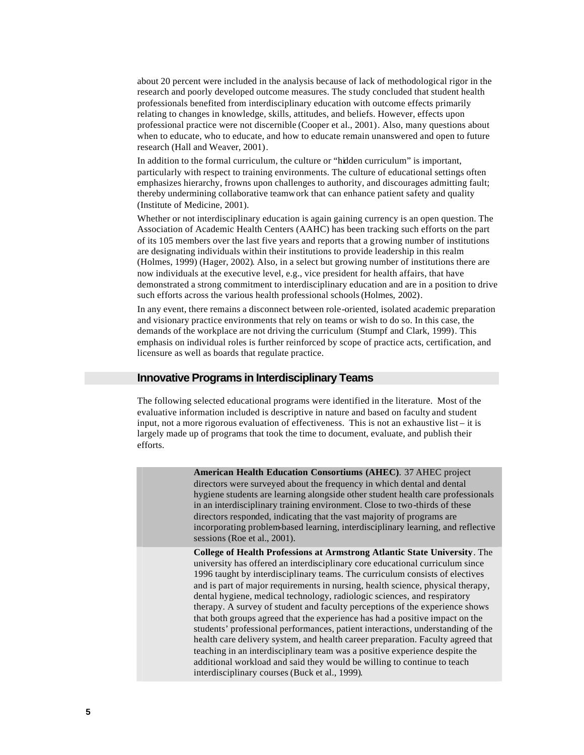about 20 percent were included in the analysis because of lack of methodological rigor in the research and poorly developed outcome measures. The study concluded that student health professionals benefited from interdisciplinary education with outcome effects primarily relating to changes in knowledge, skills, attitudes, and beliefs. However, effects upon professional practice were not discernible (Cooper et al., 2001). Also, many questions about when to educate, who to educate, and how to educate remain unanswered and open to future research (Hall and Weaver, 2001).

In addition to the formal curriculum, the culture or "hidden curriculum" is important, particularly with respect to training environments. The culture of educational settings often emphasizes hierarchy, frowns upon challenges to authority, and discourages admitting fault; thereby undermining collaborative teamwork that can enhance patient safety and quality (Institute of Medicine, 2001).

Whether or not interdisciplinary education is again gaining currency is an open question. The Association of Academic Health Centers (AAHC) has been tracking such efforts on the part of its 105 members over the last five years and reports that a growing number of institutions are designating individuals within their institutions to provide leadership in this realm (Holmes, 1999) (Hager, 2002). Also, in a select but growing number of institutions there are now individuals at the executive level, e.g., vice president for health affairs, that have demonstrated a strong commitment to interdisciplinary education and are in a position to drive such efforts across the various health professional schools (Holmes, 2002).

In any event, there remains a disconnect between role-oriented, isolated academic preparation and visionary practice environments that rely on teams or wish to do so. In this case, the demands of the workplace are not driving the curriculum (Stumpf and Clark, 1999). This emphasis on individual roles is further reinforced by scope of practice acts, certification, and licensure as well as boards that regulate practice.

## Innovative Programs in Interdisciplinary Teams

The following selected educational programs were identified in the literature. Most of the evaluative information included is descriptive in nature and based on faculty and student input, not a more rigorous evaluation of effectiveness. This is not an exhaustive list – it is largely made up of programs that took the time to document, evaluate, and publish their efforts.

**American Health Education Consortiums (AHEC)**. 37 AHEC project directors were surveyed about the frequency in which dental and dental hygiene students are learning alongside other student health care professionals in an interdisciplinary training environment. Close to two-thirds of these directors responded, indicating that the vast majority of programs are incorporating problem-based learning, interdisciplinary learning, and reflective sessions (Roe et al., 2001).

**College of Health Professions at Armstrong Atlantic State University**. The university has offered an interdisciplinary core educational curriculum since 1996 taught by interdisciplinary teams. The curriculum consists of electives and is part of major requirements in nursing, health science, physical therapy, dental hygiene, medical technology, radiologic sciences, and respiratory therapy. A survey of student and faculty perceptions of the experience shows that both groups agreed that the experience has had a positive impact on the students' professional performances, patient interactions, understanding of the health care delivery system, and health career preparation. Faculty agreed that teaching in an interdisciplinary team was a positive experience despite the additional workload and said they would be willing to continue to teach interdisciplinary courses (Buck et al., 1999).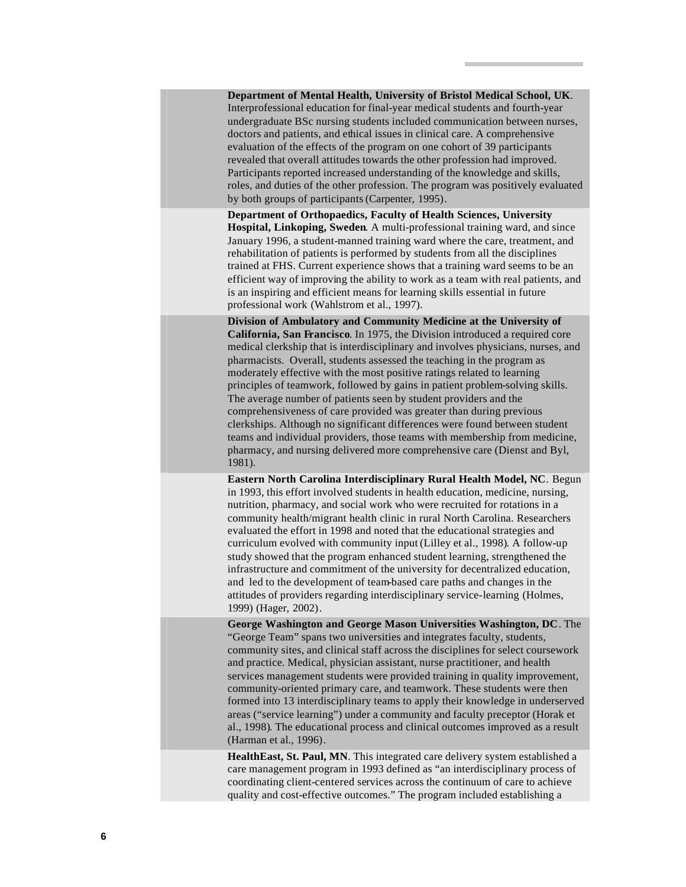**Department of Mental Health, University of Bristol Medical School, UK**. Interprofessional education for final-year medical students and fourth-year undergraduate BSc nursing students included communication between nurses, doctors and patients, and ethical issues in clinical care. A comprehensive evaluation of the effects of the program on one cohort of 39 participants revealed that overall attitudes towards the other profession had improved. Participants reported increased understanding of the knowledge and skills, roles, and duties of the other profession. The program was positively evaluated by both groups of participants (Carpenter, 1995).

**Department of Orthopaedics, Faculty of Health Sciences, University Hospital, Linkoping, Sweden**. A multi-professional training ward, and since January 1996, a student-manned training ward where the care, treatment, and rehabilitation of patients is performed by students from all the disciplines trained at FHS. Current experience shows that a training ward seems to be an efficient way of improving the ability to work as a team with real patients, and is an inspiring and efficient means for learning skills essential in future professional work (Wahlstrom et al., 1997).

**Division of Ambulatory and Community Medicine at the University of California, San Francisco**. In 1975, the Division introduced a required core medical clerkship that is interdisciplinary and involves physicians, nurses, and pharmacists. Overall, students assessed the teaching in the program as moderately effective with the most positive ratings related to learning principles of teamwork, followed by gains in patient problem-solving skills. The average number of patients seen by student providers and the comprehensiveness of care provided was greater than during previous clerkships. Although no significant differences were found between student teams and individual providers, those teams with membership from medicine, pharmacy, and nursing delivered more comprehensive care (Dienst and Byl, 1981).

**Eastern North Carolina Interdisciplinary Rural Health Model, NC**. Begun in 1993, this effort involved students in health education, medicine, nursing, nutrition, pharmacy, and social work who were recruited for rotations in a community health/migrant health clinic in rural North Carolina. Researchers evaluated the effort in 1998 and noted that the educational strategies and curriculum evolved with community input (Lilley et al., 1998). A follow-up study showed that the program enhanced student learning, strengthened the infrastructure and commitment of the university for decentralized education, and led to the development of team-based care paths and changes in the attitudes of providers regarding interdisciplinary service-learning (Holmes, 1999) (Hager, 2002).

**George Washington and George Mason Universities Washington, DC**. The "George Team" spans two universities and integrates faculty, students, community sites, and clinical staff across the disciplines for select coursework and practice. Medical, physician assistant, nurse practitioner, and health services management students were provided training in quality improvement, community-oriented primary care, and teamwork. These students were then formed into 13 interdisciplinary teams to apply their knowledge in underserved areas ("service learning") under a community and faculty preceptor (Horak et al., 1998). The educational process and clinical outcomes improved as a result (Harman et al., 1996).

**HealthEast, St. Paul, MN**. This integrated care delivery system established a care management program in 1993 defined as "an interdisciplinary process of coordinating client-centered services across the continuum of care to achieve quality and cost-effective outcomes." The program included establishing a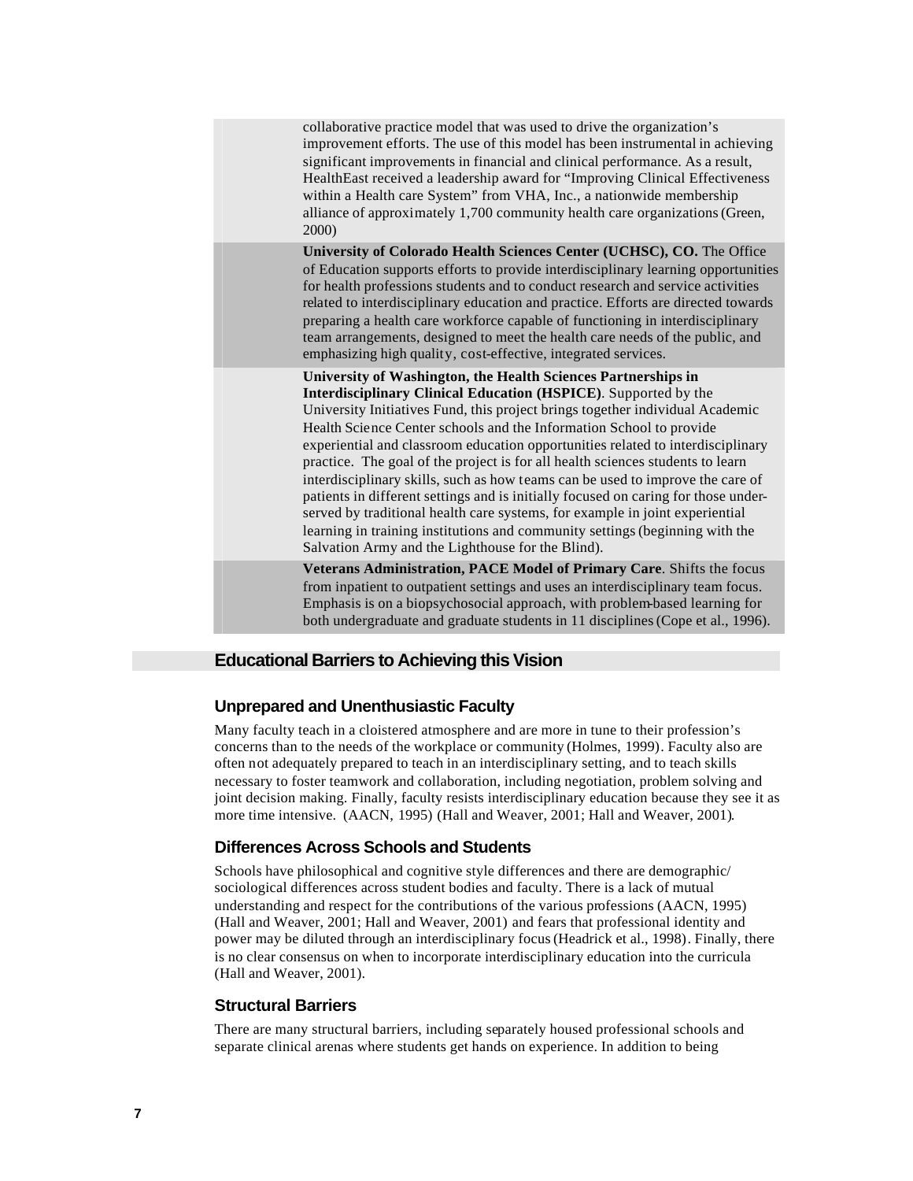collaborative practice model that was used to drive the organization's improvement efforts. The use of this model has been instrumental in achieving significant improvements in financial and clinical performance. As a result, HealthEast received a leadership award for "Improving Clinical Effectiveness within a Health care System" from VHA, Inc., a nationwide membership alliance of approximately 1,700 community health care organizations (Green, 2000)

**University of Colorado Health Sciences Center (UCHSC), CO.** The Office of Education supports efforts to provide interdisciplinary learning opportunities for health professions students and to conduct research and service activities related to interdisciplinary education and practice. Efforts are directed towards preparing a health care workforce capable of functioning in interdisciplinary team arrangements, designed to meet the health care needs of the public, and emphasizing high quality, cost-effective, integrated services.

**University of Washington, the Health Sciences Partnerships in Interdisciplinary Clinical Education (HSPICE)**. Supported by the University Initiatives Fund, this project brings together individual Academic Health Science Center schools and the Information School to provide experiential and classroom education opportunities related to interdisciplinary practice. The goal of the project is for all health sciences students to learn interdisciplinary skills, such as how teams can be used to improve the care of patients in different settings and is initially focused on caring for those under-served by traditional health care systems, for example in joint experiential learning in training institutions and community settings (beginning with the Salvation Army and the Lighthouse for the Blind).

**Veterans Administration, PACE Model of Primary Care**. Shifts the focus from inpatient to outpatient settings and uses an interdisciplinary team focus. Emphasis is on a biopsychosocial approach, with problem-based learning for both undergraduate and graduate students in 11 disciplines (Cope et al., 1996).

## Educational Barriers to Achieving this Vision

### Unprepared and Unenthusiastic Faculty

Many faculty teach in a cloistered atmosphere and are more in tune to their profession's concerns than to the needs of the workplace or community (Holmes, 1999). Faculty also are often not adequately prepared to teach in an interdisciplinary setting, and to teach skills necessary to foster teamwork and collaboration, including negotiation, problem solving and joint decision making. Finally, faculty resists interdisciplinary education because they see it as more time intensive. (AACN, 1995) (Hall and Weaver, 2001; Hall and Weaver, 2001).

### Differences Across Schools and Students

Schools have philosophical and cognitive style differences and there are demographic/ sociological differences across student bodies and faculty. There is a lack of mutual understanding and respect for the contributions of the various professions (AACN, 1995) (Hall and Weaver, 2001; Hall and Weaver, 2001) and fears that professional identity and power may be diluted through an interdisciplinary focus (Headrick et al., 1998). Finally, there is no clear consensus on when to incorporate interdisciplinary education into the curricula (Hall and Weaver, 2001).

### Structural Barriers

There are many structural barriers, including separately housed professional schools and separate clinical arenas where students get hands on experience. In addition to being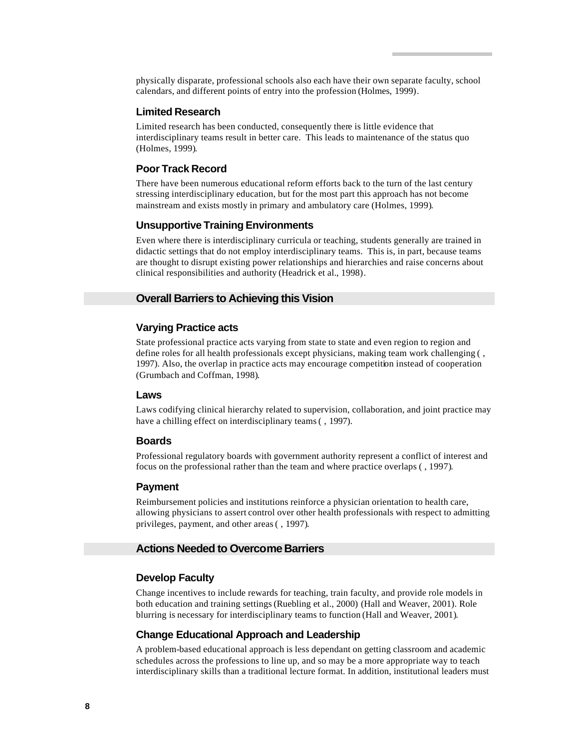physically disparate, professional schools also each have their own separate faculty, school calendars, and different points of entry into the profession (Holmes, 1999).

### Limited Research

Limited research has been conducted, consequently there is little evidence that interdisciplinary teams result in better care. This leads to maintenance of the status quo (Holmes, 1999).

### Poor Track Record

There have been numerous educational reform efforts back to the turn of the last century stressing interdisciplinary education, but for the most part this approach has not become mainstream and exists mostly in primary and ambulatory care (Holmes, 1999).

### Unsupportive Training Environments

Even where there is interdisciplinary curricula or teaching, students generally are trained in didactic settings that do not employ interdisciplinary teams. This is, in part, because teams are thought to disrupt existing power relationships and hierarchies and raise concerns about clinical responsibilities and authority (Headrick et al., 1998).

## Overall Barriers to Achieving this Vision

### Varying Practice acts

State professional practice acts varying from state to state and even region to region and define roles for all health professionals except physicians, making team work challenging ( , 1997). Also, the overlap in practice acts may encourage competition instead of cooperation (Grumbach and Coffman, 1998).

### Laws

Laws codifying clinical hierarchy related to supervision, collaboration, and joint practice may have a chilling effect on interdisciplinary teams ( , 1997).

### Boards

Professional regulatory boards with government authority represent a conflict of interest and focus on the professional rather than the team and where practice overlaps ( , 1997).

### Payment

Reimbursement policies and institutions reinforce a physician orientation to health care, allowing physicians to assert control over other health professionals with respect to admitting privileges, payment, and other areas ( , 1997).

## Actions Needed to Overcome Barriers

### Develop Faculty

Change incentives to include rewards for teaching, train faculty, and provide role models in both education and training settings (Ruebling et al., 2000) (Hall and Weaver, 2001). Role blurring is necessary for interdisciplinary teams to function (Hall and Weaver, 2001).

### Change Educational Approach and Leadership

A problem-based educational approach is less dependant on getting classroom and academic schedules across the professions to line up, and so may be a more appropriate way to teach interdisciplinary skills than a traditional lecture format. In addition, institutional leaders must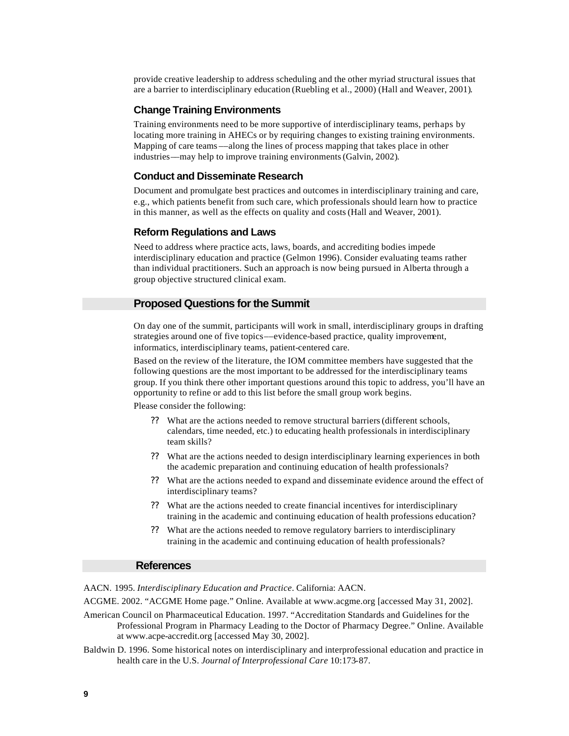provide creative leadership to address scheduling and the other myriad structural issues that are a barrier to interdisciplinary education (Ruebling et al., 2000) (Hall and Weaver, 2001).

### Change Training Environments

Training environments need to be more supportive of interdisciplinary teams, perhaps by locating more training in AHECs or by requiring changes to existing training environments. Mapping of care teams—along the lines of process mapping that takes place in other industries—may help to improve training environments (Galvin, 2002).

### Conduct and Disseminate Research

Document and promulgate best practices and outcomes in interdisciplinary training and care, e.g., which patients benefit from such care, which professionals should learn how to practice in this manner, as well as the effects on quality and costs (Hall and Weaver, 2001).

### Reform Regulations and Laws

Need to address where practice acts, laws, boards, and accrediting bodies impede interdisciplinary education and practice (Gelmon 1996). Consider evaluating teams rather than individual practitioners. Such an approach is now being pursued in Alberta through a group objective structured clinical exam.

## Proposed Questions for the Summit

On day one of the summit, participants will work in small, interdisciplinary groups in drafting strategies around one of five topics—evidence-based practice, quality improvement, informatics, interdisciplinary teams, patient-centered care.

Based on the review of the literature, the IOM committee members have suggested that the following questions are the most important to be addressed for the interdisciplinary teams group. If you think there other important questions around this topic to address, you'll have an opportunity to refine or add to this list before the small group work begins.

Please consider the following:

- What are the actions needed to remove structural barriers (different schools, calendars, time needed, etc.) to educating health professionals in interdisciplinary team skills?
- What are the actions needed to design interdisciplinary learning experiences in both the academic preparation and continuing education of health professionals?
- What are the actions needed to expand and disseminate evidence around the effect of interdisciplinary teams?
- What are the actions needed to create financial incentives for interdisciplinary training in the academic and continuing education of health professions education?
- What are the actions needed to remove regulatory barriers to interdisciplinary training in the academic and continuing education of health professionals?

## References

AACN. 1995. *Interdisciplinary Education and Practice*. California: AACN.

ACGME. 2002. "ACGME Home page." Online. Available at www.acgme.org [accessed May 31, 2002].

American Council on Pharmaceutical Education. 1997. "Accreditation Standards and Guidelines for the Professional Program in Pharmacy Leading to the Doctor of Pharmacy Degree." Online. Available at www.acpe-accredit.org [accessed May 30, 2002].

Baldwin D. 1996. Some historical notes on interdisciplinary and interprofessional education and practice in health care in the U.S. *Journal of Interprofessional Care* 10:173-87.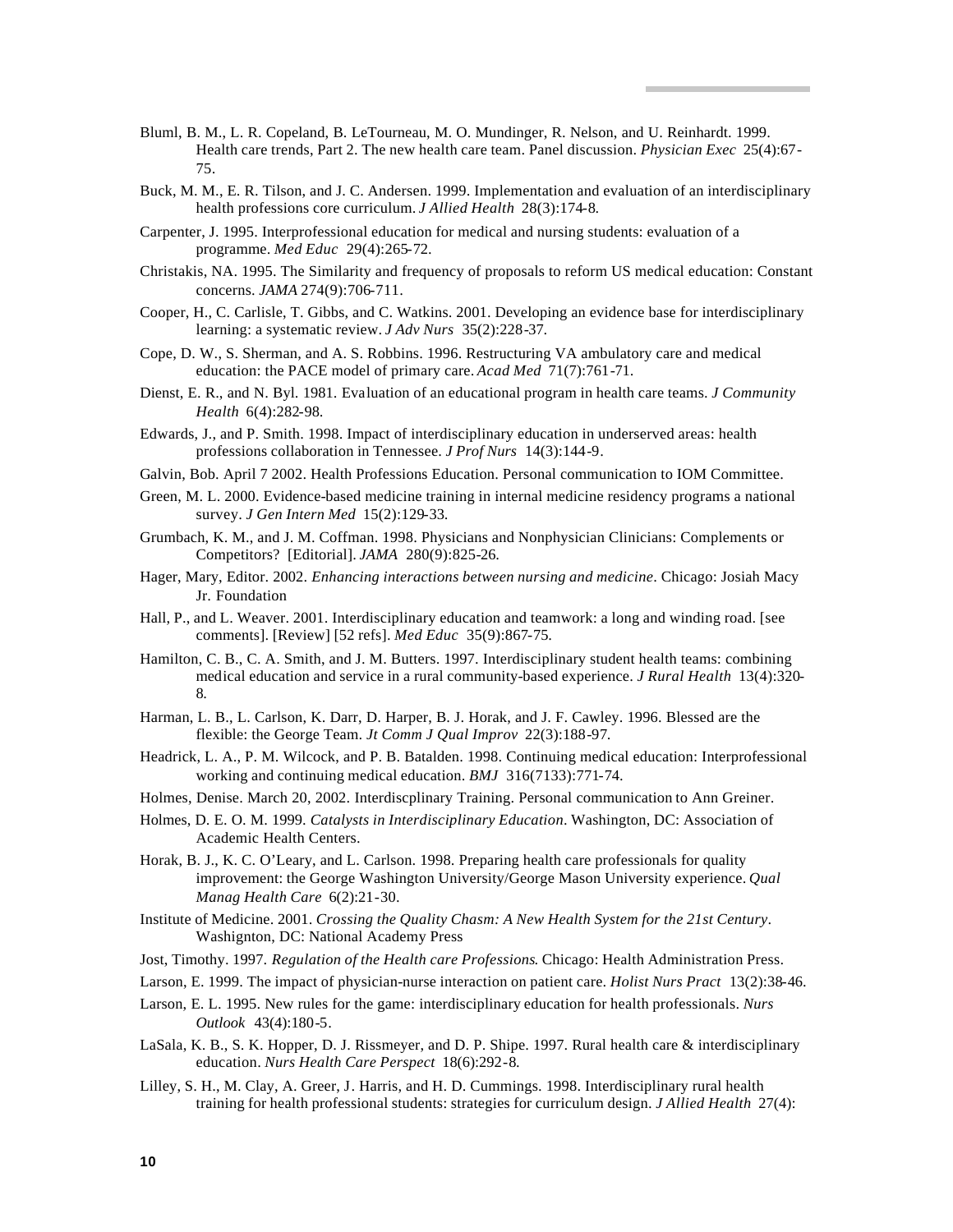Bluml, B. M., L. R. Copeland, B. LeTourneau, M. O. Mundinger, R. Nelson, and U. Reinhardt. 1999. Health care trends, Part 2. The new health care team. Panel discussion. *Physician Exec* 25(4):67-75.

Buck, M. M., E. R. Tilson, and J. C. Andersen. 1999. Implementation and evaluation of an interdisciplinary health professions core curriculum. *J Allied Health* 28(3):174-8.

Carpenter, J. 1995. Interprofessional education for medical and nursing students: evaluation of a programme. *Med Educ* 29(4):265-72.

Christakis, NA. 1995. The Similarity and frequency of proposals to reform US medical education: Constant concerns. *JAMA* 274(9):706-711.

Cooper, H., C. Carlisle, T. Gibbs, and C. Watkins. 2001. Developing an evidence base for interdisciplinary learning: a systematic review. *J Adv Nurs* 35(2):228-37.

Cope, D. W., S. Sherman, and A. S. Robbins. 1996. Restructuring VA ambulatory care and medical education: the PACE model of primary care. *Acad Med* 71(7):761-71.

Dienst, E. R., and N. Byl. 1981. Evaluation of an educational program in health care teams. *J Community Health* 6(4):282-98.

Edwards, J., and P. Smith. 1998. Impact of interdisciplinary education in underserved areas: health professions collaboration in Tennessee. *J Prof Nurs* 14(3):144-9.

Galvin, Bob. April 7 2002. Health Professions Education. Personal communication to IOM Committee.

Green, M. L. 2000. Evidence-based medicine training in internal medicine residency programs a national survey. *J Gen Intern Med* 15(2):129-33.

Grumbach, K. M., and J. M. Coffman. 1998. Physicians and Nonphysician Clinicians: Complements or Competitors? [Editorial]. *JAMA* 280(9):825-26.

Hager, Mary, Editor. 2002. *Enhancing interactions between nursing and medicine*. Chicago: Josiah Macy Jr. Foundation

Hall, P., and L. Weaver. 2001. Interdisciplinary education and teamwork: a long and winding road. [see comments]. [Review] [52 refs]. *Med Educ* 35(9):867-75.

Hamilton, C. B., C. A. Smith, and J. M. Butters. 1997. Interdisciplinary student health teams: combining medical education and service in a rural community-based experience. *J Rural Health* 13(4):320-8.

Harman, L. B., L. Carlson, K. Darr, D. Harper, B. J. Horak, and J. F. Cawley. 1996. Blessed are the flexible: the George Team. *Jt Comm J Qual Improv* 22(3):188-97.

Headrick, L. A., P. M. Wilcock, and P. B. Batalden. 1998. Continuing medical education: Interprofessional working and continuing medical education. *BMJ* 316(7133):771-74.

Holmes, Denise. March 20, 2002. Interdiscplinary Training. Personal communication to Ann Greiner.

Holmes, D. E. O. M. 1999. *Catalysts in Interdisciplinary Education*. Washington, DC: Association of Academic Health Centers.

Horak, B. J., K. C. O'Leary, and L. Carlson. 1998. Preparing health care professionals for quality improvement: the George Washington University/George Mason University experience. *Qual Manag Health Care* 6(2):21-30.

Institute of Medicine. 2001. *Crossing the Quality Chasm: A New Health System for the 21st Century*. Washigntom, DC: National Academy Press

Jost, Timothy. 1997. *Regulation of the Health care Professions*. Chicago: Health Administration Press.

Larson, E. 1999. The impact of physician-nurse interaction on patient care. *Holist Nurs Pract* 13(2):38-46.

Larson, E. L. 1995. New rules for the game: interdisciplinary education for health professionals. *Nurs Outlook* 43(4):180-5.

LaSala, K. B., S. K. Hopper, D. J. Rissmeyer, and D. P. Shipe. 1997. Rural health care & interdisciplinary education. *Nurs Health Care Perspect* 18(6):292-8.

Lilley, S. H., M. Clay, A. Greer, J. Harris, and H. D. Cummings. 1998. Interdisciplinary rural health training for health professional students: strategies for curriculum design. *J Allied Health* 27(4):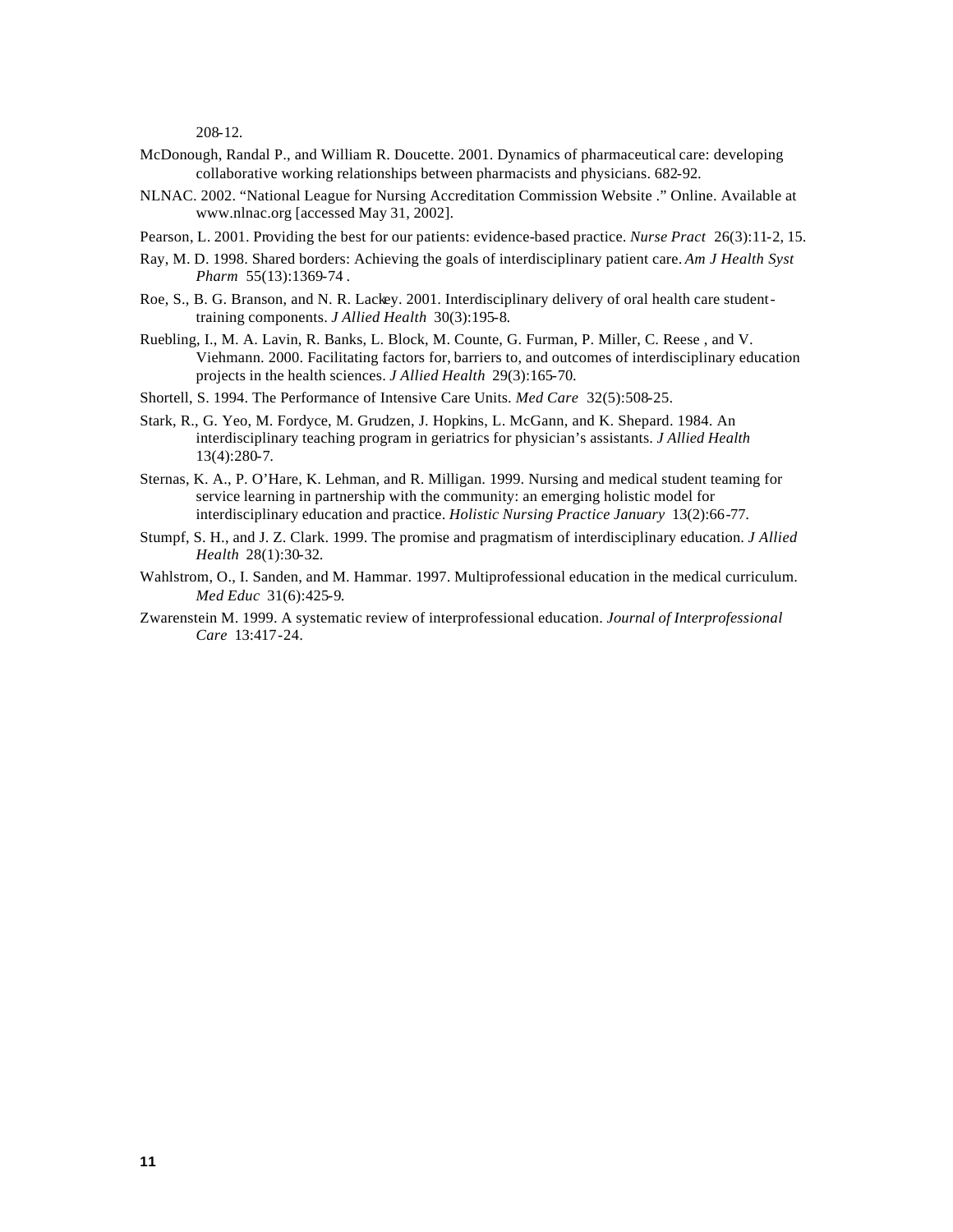208-12.

McDonough, Randal P., and William R. Doucette. 2001. Dynamics of pharmaceutical care: developing collaborative working relationships between pharmacists and physicians. 682-92.

NLNAC. 2002. "National League for Nursing Accreditation Commission Website ." Online. Available at www.nlnac.org [accessed May 31, 2002].

Pearson, L. 2001. Providing the best for our patients: evidence-based practice. *Nurse Pract* 26(3):11-2, 15.

Ray, M. D. 1998. Shared borders: Achieving the goals of interdisciplinary patient care. *Am J Health Syst Pharm* 55(13):1369-74 .

Roe, S., B. G. Branson, and N. R. Lackey. 2001. Interdisciplinary delivery of oral health care student-training components. *J Allied Health* 30(3):195-8.

Ruebling, I., M. A. Lavin, R. Banks, L. Block, M. Counte, G. Furman, P. Miller, C. Reese , and V. Viehmann. 2000. Facilitating factors for, barriers to, and outcomes of interdisciplinary education projects in the health sciences. *J Allied Health* 29(3):165-70.

Shortell, S. 1994. The Performance of Intensive Care Units. *Med Care* 32(5):508-25.

Stark, R., G. Yeo, M. Fordyce, M. Grudzen, J. Hopkins, L. McGann, and K. Shepard. 1984. An interdisciplinary teaching program in geriatrics for physician's assistants. *J Allied Health* 13(4):280-7.

Sternas, K. A., P. O'Hare, K. Lehman, and R. Milligan. 1999. Nursing and medical student teaming for service learning in partnership with the community: an emerging holistic model for interdisciplinary education and practice. *Holistic Nursing Practice January* 13(2):66-77.

Stumpf, S. H., and J. Z. Clark. 1999. The promise and pragmatism of interdisciplinary education. *J Allied Health* 28(1):30-32.

Wahlstrom, O., I. Sanden, and M. Hammar. 1997. Multiprofessional education in the medical curriculum. *Med Educ* 31(6):425-9.

Zwarenstein M. 1999. A systematic review of interprofessional education. *Journal of Interprofessional Care* 13:417-24.